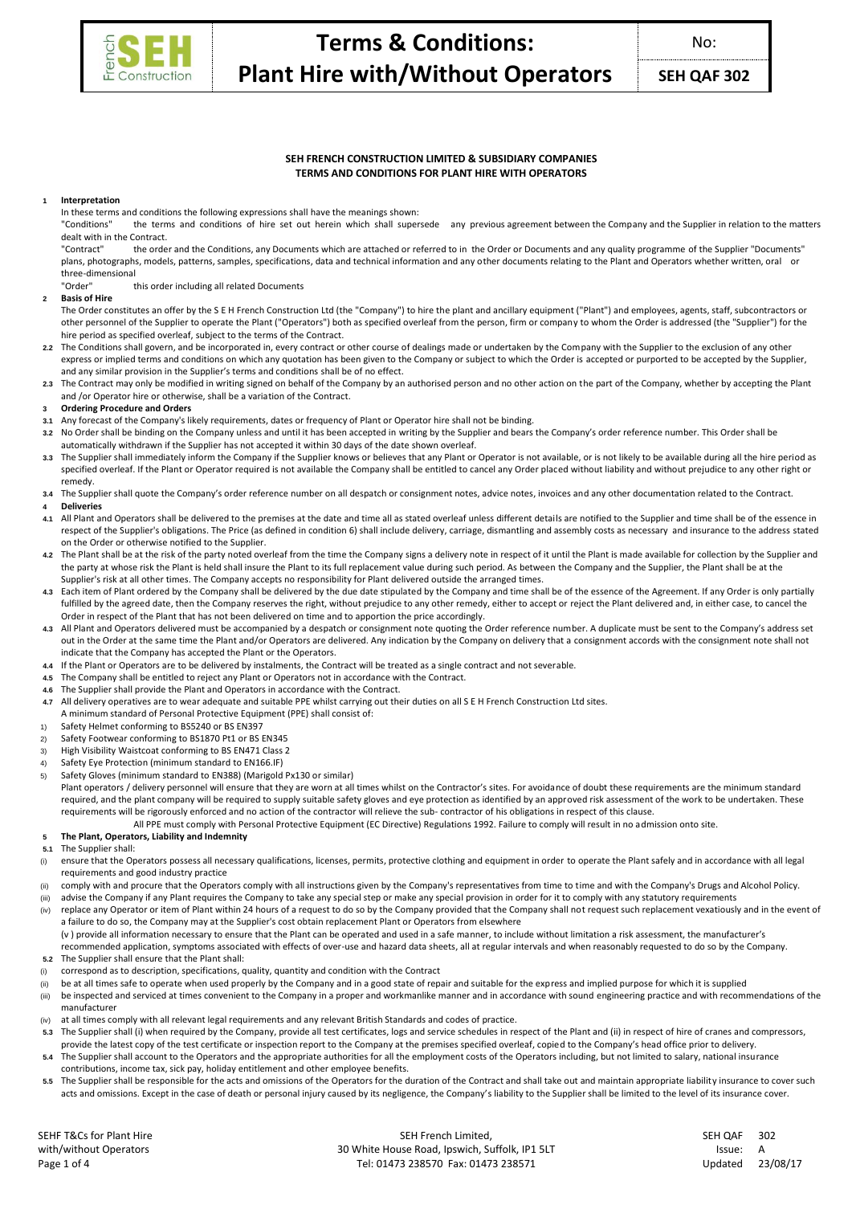# Terms & Conditions: Plant Hire with/Without Operators

No: **SEH QAF 302**

**SEH FRENCH CONSTRUCTION LIMITED & SUBSIDIARY COMPANIES**
**TERMS AND CONDITIONS FOR PLANT HIRE WITH OPERATORS**

**1 Interpretation**

In these terms and conditions the following expressions shall have the meanings shown:

"Conditions" the terms and conditions of hire set out herein which shall supersede any previous agreement between the Company and the Supplier in relation to the matters dealt with in the Contract.

"Contract" the order and the Conditions, any Documents which are attached or referred to in the Order or Documents and any quality programme of the Supplier "Documents" plans, photographs, models, patterns, samples, specifications, data and technical information and any other documents relating to the Plant and Operators whether written, oral or three-dimensional

"Order" this order including all related Documents

**2 Basis of Hire**

The Order constitutes an offer by the S E H French Construction Ltd (the "Company") to hire the plant and ancillary equipment ("Plant") and employees, agents, staff, subcontractors or other personnel of the Supplier to operate the Plant ("Operators") both as specified overleaf from the person, firm or company to whom the Order is addressed (the "Supplier") for the hire period as specified overleaf, subject to the terms of the Contract.

**2.2** The Conditions shall govern, and be incorporated in, every contract or other course of dealings made or undertaken by the Company with the Supplier to the exclusion of any other express or implied terms and conditions on which any quotation has been given to the Company or subject to which the Order is accepted or purported to be accepted by the Supplier, and any similar provision in the Supplier's terms and conditions shall be of no effect.

**2.3** The Contract may only be modified in writing signed on behalf of the Company by an authorised person and no other action on the part of the Company, whether by accepting the Plant and /or Operator hire or otherwise, shall be a variation of the Contract.

**3 Ordering Procedure and Orders**

**3.1** Any forecast of the Company's likely requirements, dates or frequency of Plant or Operator hire shall not be binding.

**3.2** No Order shall be binding on the Company unless and until it has been accepted in writing by the Supplier and bears the Company's order reference number. This Order shall be automatically withdrawn if the Supplier has not accepted it within 30 days of the date shown overleaf.

**3.3** The Supplier shall immediately inform the Company if the Supplier knows or believes that any Plant or Operator is not available, or is not likely to be available during all the hire period as specified overleaf. If the Plant or Operator required is not available the Company shall be entitled to cancel any Order placed without liability and without prejudice to any other right or remedy.

**3.4** The Supplier shall quote the Company's order reference number on all despatch or consignment notes, advice notes, invoices and any other documentation related to the Contract.

**4 Deliveries**

**4.1** All Plant and Operators shall be delivered to the premises at the date and time all as stated overleaf unless different details are notified to the Supplier and time shall be of the essence in respect of the Supplier's obligations. The Price (as defined in condition 6) shall include delivery, carriage, dismantling and assembly costs as necessary and insurance to the address stated on the Order or otherwise notified to the Supplier.

**4.2** The Plant shall be at the risk of the party noted overleaf from the time the Company signs a delivery note in respect of it until the Plant is made available for collection by the Supplier and the party at whose risk the Plant is held shall insure the Plant to its full replacement value during such period. As between the Company and the Supplier, the Plant shall be at the Supplier's risk at all other times. The Company accepts no responsibility for Plant delivered outside the arranged times.

**4.3** Each item of Plant ordered by the Company shall be delivered by the due date stipulated by the Company and time shall be of the essence of the Agreement. If any Order is only partially fulfilled by the agreed date, then the Company reserves the right, without prejudice to any other remedy, either to accept or reject the Plant delivered and, in either case, to cancel the Order in respect of the Plant that has not been delivered on time and to apportion the price accordingly.

**4.3** All Plant and Operators delivered must be accompanied by a despatch or consignment note quoting the Order reference number. A duplicate must be sent to the Company's address set out in the Order at the same time the Plant and/or Operators are delivered. Any indication by the Company on delivery that a consignment accords with the consignment note shall not indicate that the Company has accepted the Plant or the Operators.

**4.4** If the Plant or Operators are to be delivered by instalments, the Contract will be treated as a single contract and not severable.

**4.5** The Company shall be entitled to reject any Plant or Operators not in accordance with the Contract.

**4.6** The Supplier shall provide the Plant and Operators in accordance with the Contract.

**4.7** All delivery operatives are to wear adequate and suitable PPE whilst carrying out their duties on all S E H French Construction Ltd sites.

A minimum standard of Personal Protective Equipment (PPE) shall consist of:

1) Safety Helmet conforming to BS5240 or BS EN397
2) Safety Footwear conforming to BS1870 Pt1 or BS EN345
3) High Visibility Waistcoat conforming to BS EN471 Class 2
4) Safety Eye Protection (minimum standard to EN166.IF)
5) Safety Gloves (minimum standard to EN388) (Marigold Px130 or similar)

Plant operators / delivery personnel will ensure that they are worn at all times whilst on the Contractor's sites. For avoidance of doubt these requirements are the minimum standard required, and the plant company will be required to supply suitable safety gloves and eye protection as identified by an approved risk assessment of the work to be undertaken. These requirements will be rigorously enforced and no action of the contractor will relieve the sub- contractor of his obligations in respect of this clause.

All PPE must comply with Personal Protective Equipment (EC Directive) Regulations 1992. Failure to comply will result in no admission onto site.

**5 The Plant, Operators, Liability and Indemnity**

**5.1** The Supplier shall:

(i) ensure that the Operators possess all necessary qualifications, licenses, permits, protective clothing and equipment in order to operate the Plant safely and in accordance with all legal requirements and good industry practice

(ii) comply with and procure that the Operators comply with all instructions given by the Company's representatives from time to time and with the Company's Drugs and Alcohol Policy.

(iii) advise the Company if any Plant requires the Company to take any special step or make any special provision in order for it to comply with any statutory requirements

(iv) replace any Operator or item of Plant within 24 hours of a request to do so by the Company provided that the Company shall not request such replacement vexatiously and in the event of a failure to do so, the Company may at the Supplier's cost obtain replacement Plant or Operators from elsewhere

(v ) provide all information necessary to ensure that the Plant can be operated and used in a safe manner, to include without limitation a risk assessment, the manufacturer's recommended application, symptoms associated with effects of over-use and hazard data sheets, all at regular intervals and when reasonably requested to do so by the Company.

**5.2** The Supplier shall ensure that the Plant shall:

(i) correspond as to description, specifications, quality, quantity and condition with the Contract

(ii) be at all times safe to operate when used properly by the Company and in a good state of repair and suitable for the express and implied purpose for which it is supplied

(iii) be inspected and serviced at times convenient to the Company in a proper and workmanlike manner and in accordance with sound engineering practice and with recommendations of the manufacturer

(iv) at all times comply with all relevant legal requirements and any relevant British Standards and codes of practice.

**5.3** The Supplier shall (i) when required by the Company, provide all test certificates, logs and service schedules in respect of the Plant and (ii) in respect of hire of cranes and compressors, provide the latest copy of the test certificate or inspection report to the Company at the premises specified overleaf, copied to the Company's head office prior to delivery.

**5.4** The Supplier shall account to the Operators and the appropriate authorities for all the employment costs of the Operators including, but not limited to salary, national insurance contributions, income tax, sick pay, holiday entitlement and other employee benefits.

**5.5** The Supplier shall be responsible for the acts and omissions of the Operators for the duration of the Contract and shall take out and maintain appropriate liability insurance to cover such acts and omissions. Except in the case of death or personal injury caused by its negligence, the Company's liability to the Supplier shall be limited to the level of its insurance cover.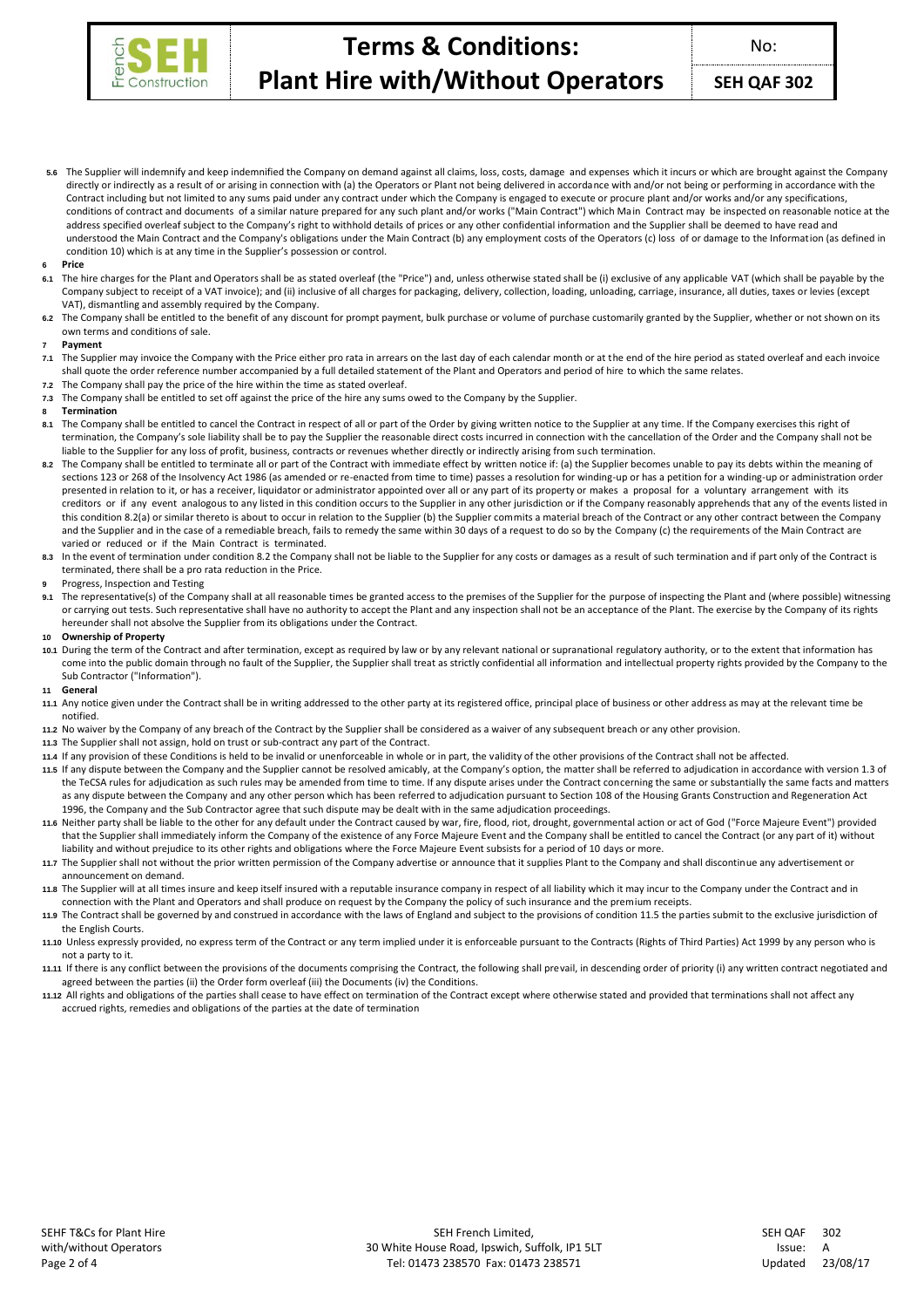**5.6** The Supplier will indemnify and keep indemnified the Company on demand against all claims, loss, costs, damage and expenses which it incurs or which are brought against the Company directly or indirectly as a result of or arising in connection with (a) the Operators or Plant not being delivered in accordance with and/or not being or performing in accordance with the Contract including but not limited to any sums paid under any contract under which the Company is engaged to execute or procure plant and/or works and/or any specifications, conditions of contract and documents of a similar nature prepared for any such plant and/or works ("Main Contract") which Main Contract may be inspected on reasonable notice at the address specified overleaf subject to the Company's right to withhold details of prices or any other confidential information and the Supplier shall be deemed to have read and understood the Main Contract and the Company's obligations under the Main Contract (b) any employment costs of the Operators (c) loss of or damage to the Information (as defined in condition 10) which is at any time in the Supplier's possession or control.

**6 Price**

**6.1** The hire charges for the Plant and Operators shall be as stated overleaf (the "Price") and, unless otherwise stated shall be (i) exclusive of any applicable VAT (which shall be payable by the Company subject to receipt of a VAT invoice); and (ii) inclusive of all charges for packaging, delivery, collection, loading, unloading, carriage, insurance, all duties, taxes or levies (except VAT), dismantling and assembly required by the Company.

**6.2** The Company shall be entitled to the benefit of any discount for prompt payment, bulk purchase or volume of purchase customarily granted by the Supplier, whether or not shown on its own terms and conditions of sale.

**7 Payment**

**7.1** The Supplier may invoice the Company with the Price either pro rata in arrears on the last day of each calendar month or at the end of the hire period as stated overleaf and each invoice shall quote the order reference number accompanied by a full detailed statement of the Plant and Operators and period of hire to which the same relates.

**7.2** The Company shall pay the price of the hire within the time as stated overleaf.

**7.3** The Company shall be entitled to set off against the price of the hire any sums owed to the Company by the Supplier.

**8 Termination**

**8.1** The Company shall be entitled to cancel the Contract in respect of all or part of the Order by giving written notice to the Supplier at any time. If the Company exercises this right of termination, the Company's sole liability shall be to pay the Supplier the reasonable direct costs incurred in connection with the cancellation of the Order and the Company shall not be liable to the Supplier for any loss of profit, business, contracts or revenues whether directly or indirectly arising from such termination.

**8.2** The Company shall be entitled to terminate all or part of the Contract with immediate effect by written notice if: (a) the Supplier becomes unable to pay its debts within the meaning of sections 123 or 268 of the Insolvency Act 1986 (as amended or re-enacted from time to time) passes a resolution for winding-up or has a petition for a winding-up or administration order presented in relation to it, or has a receiver, liquidator or administrator appointed over all or any part of its property or makes a proposal for a voluntary arrangement with its creditors or if any event analogous to any listed in this condition occurs to the Supplier in any other jurisdiction or if the Company reasonably apprehends that any of the events listed in this condition 8.2(a) or similar thereto is about to occur in relation to the Supplier (b) the Supplier commits a material breach of the Contract or any other contract between the Company and the Supplier and in the case of a remediable breach, fails to remedy the same within 30 days of a request to do so by the Company (c) the requirements of the Main Contract are varied or reduced or if the Main Contract is terminated.

**8.3** In the event of termination under condition 8.2 the Company shall not be liable to the Supplier for any costs or damages as a result of such termination and if part only of the Contract is terminated, there shall be a pro rata reduction in the Price.

**9 Progress, Inspection and Testing**

**9.1** The representative(s) of the Company shall at all reasonable times be granted access to the premises of the Supplier for the purpose of inspecting the Plant and (where possible) witnessing or carrying out tests. Such representative shall have no authority to accept the Plant and any inspection shall not be an acceptance of the Plant. The exercise by the Company of its rights hereunder shall not absolve the Supplier from its obligations under the Contract.

**10 Ownership of Property**

**10.1** During the term of the Contract and after termination, except as required by law or by any relevant national or supranational regulatory authority, or to the extent that information has come into the public domain through no fault of the Supplier, the Supplier shall treat as strictly confidential all information and intellectual property rights provided by the Company to the Sub Contractor ("Information").

**11 General**

**11.1** Any notice given under the Contract shall be in writing addressed to the other party at its registered office, principal place of business or other address as may at the relevant time be notified.

**11.2** No waiver by the Company of any breach of the Contract by the Supplier shall be considered as a waiver of any subsequent breach or any other provision.

**11.3** The Supplier shall not assign, hold on trust or sub-contract any part of the Contract.

**11.4** If any provision of these Conditions is held to be invalid or unenforceable in whole or in part, the validity of the other provisions of the Contract shall not be affected.

**11.5** If any dispute between the Company and the Supplier cannot be resolved amicably, at the Company's option, the matter shall be referred to adjudication in accordance with version 1.3 of the TeCSA rules for adjudication as such rules may be amended from time to time. If any dispute arises under the Contract concerning the same or substantially the same facts and matters as any dispute between the Company and any other person which has been referred to adjudication pursuant to Section 108 of the Housing Grants Construction and Regeneration Act 1996, the Company and the Sub Contractor agree that such dispute may be dealt with in the same adjudication proceedings.

**11.6** Neither party shall be liable to the other for any default under the Contract caused by war, fire, flood, riot, drought, governmental action or act of God ("Force Majeure Event") provided that the Supplier shall immediately inform the Company of the existence of any Force Majeure Event and the Company shall be entitled to cancel the Contract (or any part of it) without liability and without prejudice to its other rights and obligations where the Force Majeure Event subsists for a period of 10 days or more.

**11.7** The Supplier shall not without the prior written permission of the Company advertise or announce that it supplies Plant to the Company and shall discontinue any advertisement or announcement on demand.

**11.8** The Supplier will at all times insure and keep itself insured with a reputable insurance company in respect of all liability which it may incur to the Company under the Contract and in connection with the Plant and Operators and shall produce on request by the Company the policy of such insurance and the premium receipts.

**11.9** The Contract shall be governed by and construed in accordance with the laws of England and subject to the provisions of condition 11.5 the parties submit to the exclusive jurisdiction of the English Courts.

**11.10** Unless expressly provided, no express term of the Contract or any term implied under it is enforceable pursuant to the Contracts (Rights of Third Parties) Act 1999 by any person who is not a party to it.

**11.11** If there is any conflict between the provisions of the documents comprising the Contract, the following shall prevail, in descending order of priority (i) any written contract negotiated and agreed between the parties (ii) the Order form overleaf (iii) the Documents (iv) the Conditions.

**11.12** All rights and obligations of the parties shall cease to have effect on termination of the Contract except where otherwise stated and provided that terminations shall not affect any accrued rights, remedies and obligations of the parties at the date of termination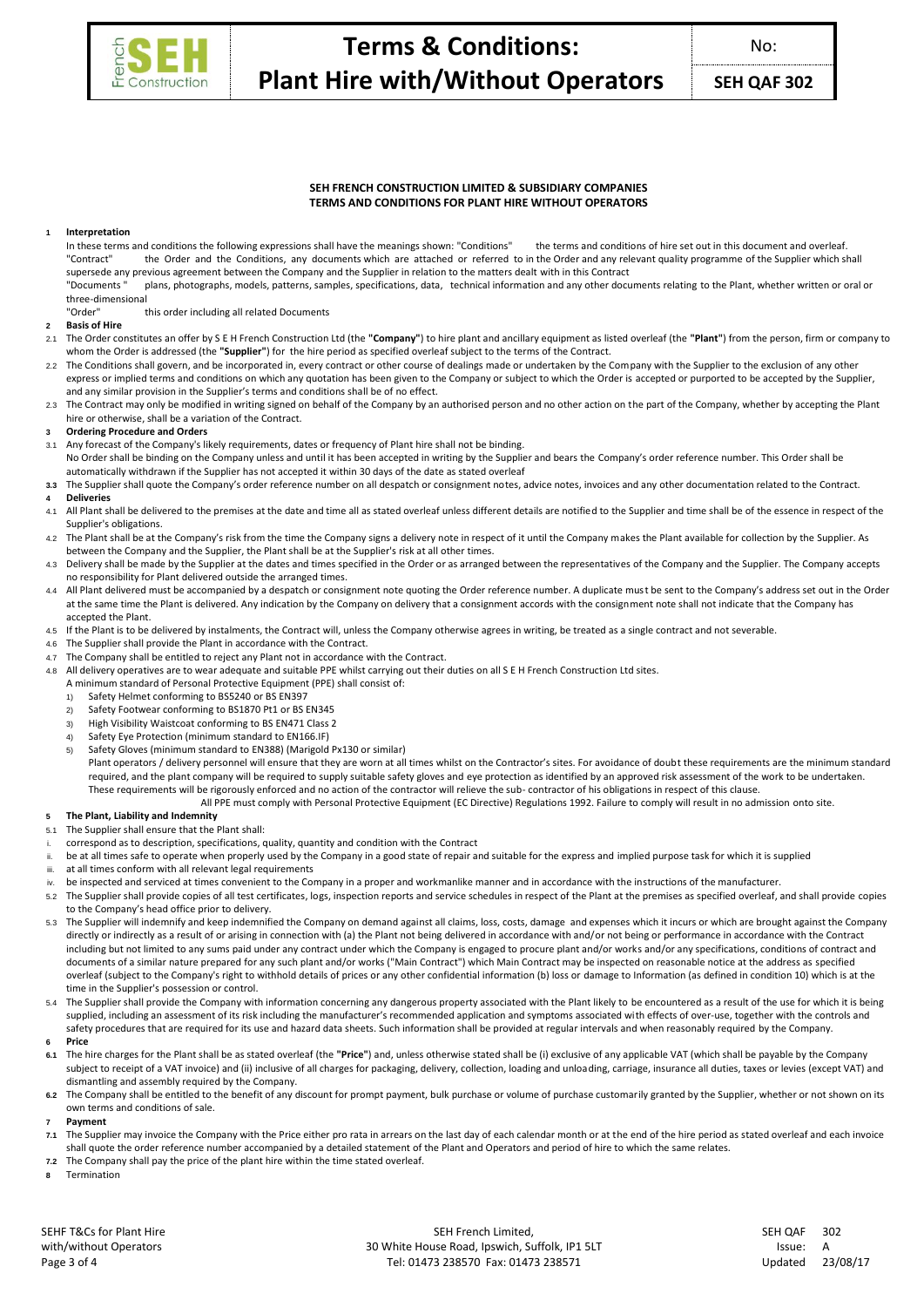# Terms & Conditions: Plant Hire with/Without Operators

No: **SEH QAF 302**

**SEH FRENCH CONSTRUCTION LIMITED & SUBSIDIARY COMPANIES**
**TERMS AND CONDITIONS FOR PLANT HIRE WITHOUT OPERATORS**

**1 Interpretation**

In these terms and conditions the following expressions shall have the meanings shown: "Conditions" the terms and conditions of hire set out in this document and overleaf.

"Contract" the Order and the Conditions, any documents which are attached or referred to in the Order and any relevant quality programme of the Supplier which shall supersede any previous agreement between the Company and the Supplier in relation to the matters dealt with in this Contract

"Documents " plans, photographs, models, patterns, samples, specifications, data, technical information and any other documents relating to the Plant, whether written or oral or three-dimensional

"Order" this order including all related Documents

**2 Basis of Hire**

2.1 The Order constitutes an offer by S E H French Construction Ltd (the **"Company"**) to hire plant and ancillary equipment as listed overleaf (the **"Plant"**) from the person, firm or company to whom the Order is addressed (the **"Supplier"**) for the hire period as specified overleaf subject to the terms of the Contract.

2.2 The Conditions shall govern, and be incorporated in, every contract or other course of dealings made or undertaken by the Company with the Supplier to the exclusion of any other express or implied terms and conditions on which any quotation has been given to the Company or subject to which the Order is accepted or purported to be accepted by the Supplier, and any similar provision in the Supplier's terms and conditions shall be of no effect.

2.3 The Contract may only be modified in writing signed on behalf of the Company by an authorised person and no other action on the part of the Company, whether by accepting the Plant hire or otherwise, shall be a variation of the Contract.

**3 Ordering Procedure and Orders**

3.1 Any forecast of the Company's likely requirements, dates or frequency of Plant hire shall not be binding.
No Order shall be binding on the Company unless and until it has been accepted in writing by the Supplier and bears the Company's order reference number. This Order shall be automatically withdrawn if the Supplier has not accepted it within 30 days of the date as stated overleaf

**3.3** The Supplier shall quote the Company's order reference number on all despatch or consignment notes, advice notes, invoices and any other documentation related to the Contract.

**4 Deliveries**

4.1 All Plant shall be delivered to the premises at the date and time all as stated overleaf unless different details are notified to the Supplier and time shall be of the essence in respect of the Supplier's obligations.

4.2 The Plant shall be at the Company's risk from the time the Company signs a delivery note in respect of it until the Company makes the Plant available for collection by the Supplier. As between the Company and the Supplier, the Plant shall be at the Supplier's risk at all other times.

4.3 Delivery shall be made by the Supplier at the dates and times specified in the Order or as arranged between the representatives of the Company and the Supplier. The Company accepts no responsibility for Plant delivered outside the arranged times.

4.4 All Plant delivered must be accompanied by a despatch or consignment note quoting the Order reference number. A duplicate must be sent to the Company's address set out in the Order at the same time the Plant is delivered. Any indication by the Company on delivery that a consignment accords with the consignment note shall not indicate that the Company has accepted the Plant.

4.5 If the Plant is to be delivered by instalments, the Contract will, unless the Company otherwise agrees in writing, be treated as a single contract and not severable.

4.6 The Supplier shall provide the Plant in accordance with the Contract.

4.7 The Company shall be entitled to reject any Plant not in accordance with the Contract.

4.8 All delivery operatives are to wear adequate and suitable PPE whilst carrying out their duties on all S E H French Construction Ltd sites.
A minimum standard of Personal Protective Equipment (PPE) shall consist of:

1) Safety Helmet conforming to BS5240 or BS EN397
2) Safety Footwear conforming to BS1870 Pt1 or BS EN345
3) High Visibility Waistcoat conforming to BS EN471 Class 2
4) Safety Eye Protection (minimum standard to EN166.IF)
5) Safety Gloves (minimum standard to EN388) (Marigold Px130 or similar)

Plant operators / delivery personnel will ensure that they are worn at all times whilst on the Contractor's sites. For avoidance of doubt these requirements are the minimum standard required, and the plant company will be required to supply suitable safety gloves and eye protection as identified by an approved risk assessment of the work to be undertaken. These requirements will be rigorously enforced and no action of the contractor will relieve the sub- contractor of his obligations in respect of this clause.

All PPE must comply with Personal Protective Equipment (EC Directive) Regulations 1992. Failure to comply will result in no admission onto site.

**5 The Plant, Liability and Indemnity**

5.1 The Supplier shall ensure that the Plant shall:

i. correspond as to description, specifications, quality, quantity and condition with the Contract
ii. be at all times safe to operate when properly used by the Company in a good state of repair and suitable for the express and implied purpose task for which it is supplied
iii. at all times conform with all relevant legal requirements
iv. be inspected and serviced at times convenient to the Company in a proper and workmanlike manner and in accordance with the instructions of the manufacturer.

5.2 The Supplier shall provide copies of all test certificates, logs, inspection reports and service schedules in respect of the Plant at the premises as specified overleaf, and shall provide copies to the Company's head office prior to delivery.

5.3 The Supplier will indemnify and keep indemnified the Company on demand against all claims, loss, costs, damage and expenses which it incurs or which are brought against the Company directly or indirectly as a result of or arising in connection with (a) the Plant not being delivered in accordance with and/or not being or performance in accordance with the Contract including but not limited to any sums paid under any contract under which the Company is engaged to procure plant and/or works and/or any specifications, conditions of contract and documents of a similar nature prepared for any such plant and/or works ("Main Contract") which Main Contract may be inspected on reasonable notice at the address as specified overleaf (subject to the Company's right to withhold details of prices or any other confidential information (b) loss or damage to Information (as defined in condition 10) which is at the time in the Supplier's possession or control.

5.4 The Supplier shall provide the Company with information concerning any dangerous property associated with the Plant likely to be encountered as a result of the use for which it is being supplied, including an assessment of its risk including the manufacturer's recommended application and symptoms associated with effects of over-use, together with the controls and safety procedures that are required for its use and hazard data sheets. Such information shall be provided at regular intervals and when reasonably required by the Company.

**6 Price**

**6.1** The hire charges for the Plant shall be as stated overleaf (the **"Price"**) and, unless otherwise stated shall be (i) exclusive of any applicable VAT (which shall be payable by the Company subject to receipt of a VAT invoice) and (ii) inclusive of all charges for packaging, delivery, collection, loading and unloading, carriage, insurance all duties, taxes or levies (except VAT) and dismantling and assembly required by the Company.

**6.2** The Company shall be entitled to the benefit of any discount for prompt payment, bulk purchase or volume of purchase customarily granted by the Supplier, whether or not shown on its own terms and conditions of sale.

**7 Payment**

**7.1** The Supplier may invoice the Company with the Price either pro rata in arrears on the last day of each calendar month or at the end of the hire period as stated overleaf and each invoice shall quote the order reference number accompanied by a detailed statement of the Plant and Operators and period of hire to which the same relates.

**7.2** The Company shall pay the price of the plant hire within the time stated overleaf.

**8** Termination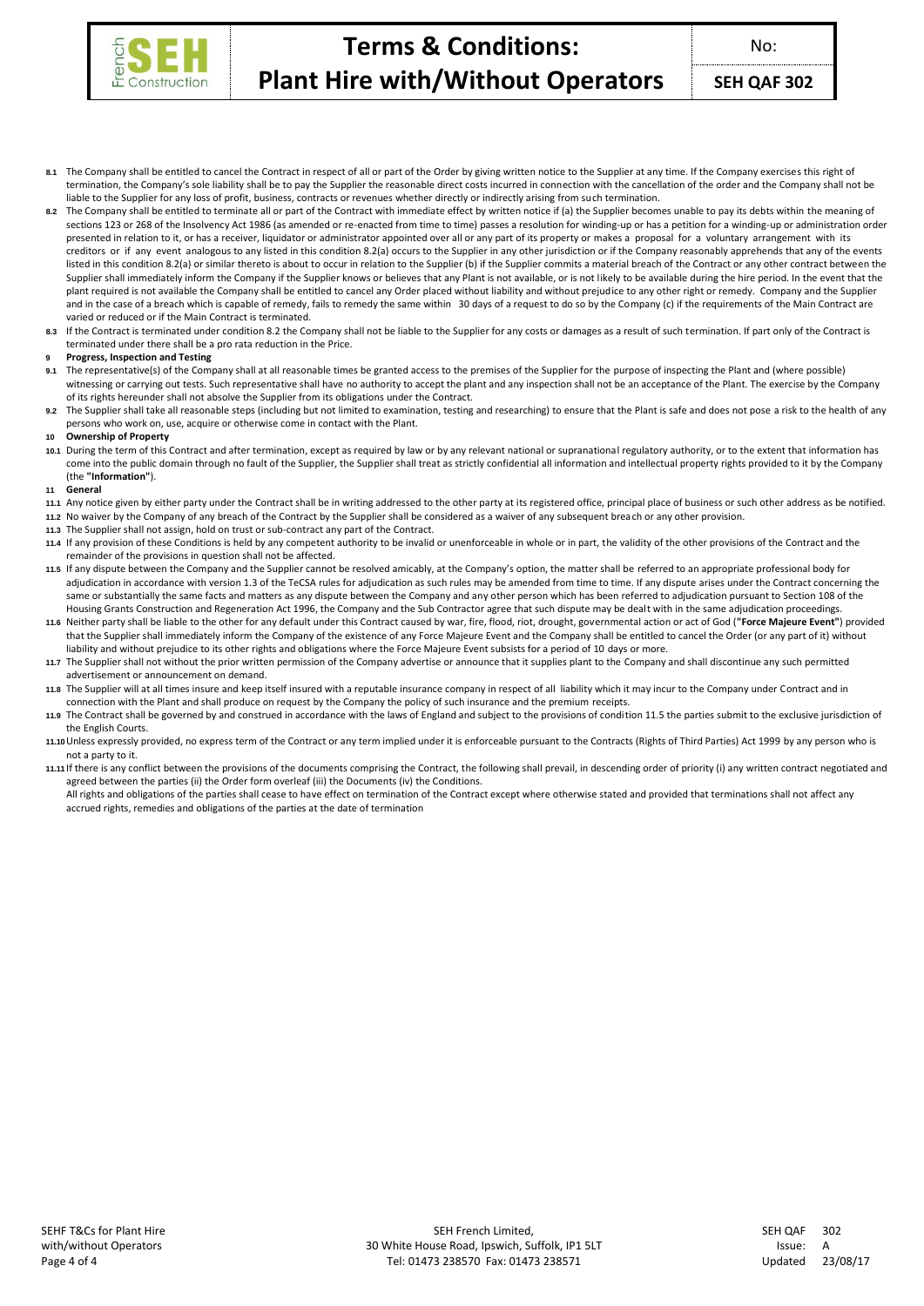**8.1** The Company shall be entitled to cancel the Contract in respect of all or part of the Order by giving written notice to the Supplier at any time. If the Company exercises this right of termination, the Company's sole liability shall be to pay the Supplier the reasonable direct costs incurred in connection with the cancellation of the order and the Company shall not be liable to the Supplier for any loss of profit, business, contracts or revenues whether directly or indirectly arising from such termination.

**8.2** The Company shall be entitled to terminate all or part of the Contract with immediate effect by written notice if (a) the Supplier becomes unable to pay its debts within the meaning of sections 123 or 268 of the Insolvency Act 1986 (as amended or re-enacted from time to time) passes a resolution for winding-up or has a petition for a winding-up or administration order presented in relation to it, or has a receiver, liquidator or administrator appointed over all or any part of its property or makes a proposal for a voluntary arrangement with its creditors or if any event analogous to any listed in this condition 8.2(a) occurs to the Supplier in any other jurisdiction or if the Company reasonably apprehends that any of the events listed in this condition 8.2(a) or similar thereto is about to occur in relation to the Supplier (b) if the Supplier commits a material breach of the Contract or any other contract between the Supplier shall immediately inform the Company if the Supplier knows or believes that any Plant is not available, or is not likely to be available during the hire period. In the event that the plant required is not available the Company shall be entitled to cancel any Order placed without liability and without prejudice to any other right or remedy. Company and the Supplier and in the case of a breach which is capable of remedy, fails to remedy the same within 30 days of a request to do so by the Company (c) if the requirements of the Main Contract are varied or reduced or if the Main Contract is terminated.

**8.3** If the Contract is terminated under condition 8.2 the Company shall not be liable to the Supplier for any costs or damages as a result of such termination. If part only of the Contract is terminated under there shall be a pro rata reduction in the Price.

**9 Progress, Inspection and Testing**

**9.1** The representative(s) of the Company shall at all reasonable times be granted access to the premises of the Supplier for the purpose of inspecting the Plant and (where possible) witnessing or carrying out tests. Such representative shall have no authority to accept the plant and any inspection shall not be an acceptance of the Plant. The exercise by the Company of its rights hereunder shall not absolve the Supplier from its obligations under the Contract.

**9.2** The Supplier shall take all reasonable steps (including but not limited to examination, testing and researching) to ensure that the Plant is safe and does not pose a risk to the health of any persons who work on, use, acquire or otherwise come in contact with the Plant.

**10 Ownership of Property**

**10.1** During the term of this Contract and after termination, except as required by law or by any relevant national or supranational regulatory authority, or to the extent that information has come into the public domain through no fault of the Supplier, the Supplier shall treat as strictly confidential all information and intellectual property rights provided to it by the Company (the **"Information"**).

**11 General**

**11.1** Any notice given by either party under the Contract shall be in writing addressed to the other party at its registered office, principal place of business or such other address as be notified.

**11.2** No waiver by the Company of any breach of the Contract by the Supplier shall be considered as a waiver of any subsequent breach or any other provision.

**11.3** The Supplier shall not assign, hold on trust or sub-contract any part of the Contract.

**11.4** If any provision of these Conditions is held by any competent authority to be invalid or unenforceable in whole or in part, the validity of the other provisions of the Contract and the remainder of the provisions in question shall not be affected.

**11.5** If any dispute between the Company and the Supplier cannot be resolved amicably, at the Company's option, the matter shall be referred to an appropriate professional body for adjudication in accordance with version 1.3 of the TeCSA rules for adjudication as such rules may be amended from time to time. If any dispute arises under the Contract concerning the same or substantially the same facts and matters as any dispute between the Company and any other person which has been referred to adjudication pursuant to Section 108 of the Housing Grants Construction and Regeneration Act 1996, the Company and the Sub Contractor agree that such dispute may be dealt with in the same adjudication proceedings.

**11.6** Neither party shall be liable to the other for any default under this Contract caused by war, fire, flood, riot, drought, governmental action or act of God (**"Force Majeure Event"**) provided that the Supplier shall immediately inform the Company of the existence of any Force Majeure Event and the Company shall be entitled to cancel the Order (or any part of it) without liability and without prejudice to its other rights and obligations where the Force Majeure Event subsists for a period of 10 days or more.

**11.7** The Supplier shall not without the prior written permission of the Company advertise or announce that it supplies plant to the Company and shall discontinue any such permitted advertisement or announcement on demand.

**11.8** The Supplier will at all times insure and keep itself insured with a reputable insurance company in respect of all liability which it may incur to the Company under Contract and in connection with the Plant and shall produce on request by the Company the policy of such insurance and the premium receipts.

**11.9** The Contract shall be governed by and construed in accordance with the laws of England and subject to the provisions of condition 11.5 the parties submit to the exclusive jurisdiction of the English Courts.

**11.10** Unless expressly provided, no express term of the Contract or any term implied under it is enforceable pursuant to the Contracts (Rights of Third Parties) Act 1999 by any person who is not a party to it.

**11.11** If there is any conflict between the provisions of the documents comprising the Contract, the following shall prevail, in descending order of priority (i) any written contract negotiated and agreed between the parties (ii) the Order form overleaf (iii) the Documents (iv) the Conditions.

All rights and obligations of the parties shall cease to have effect on termination of the Contract except where otherwise stated and provided that terminations shall not affect any accrued rights, remedies and obligations of the parties at the date of termination